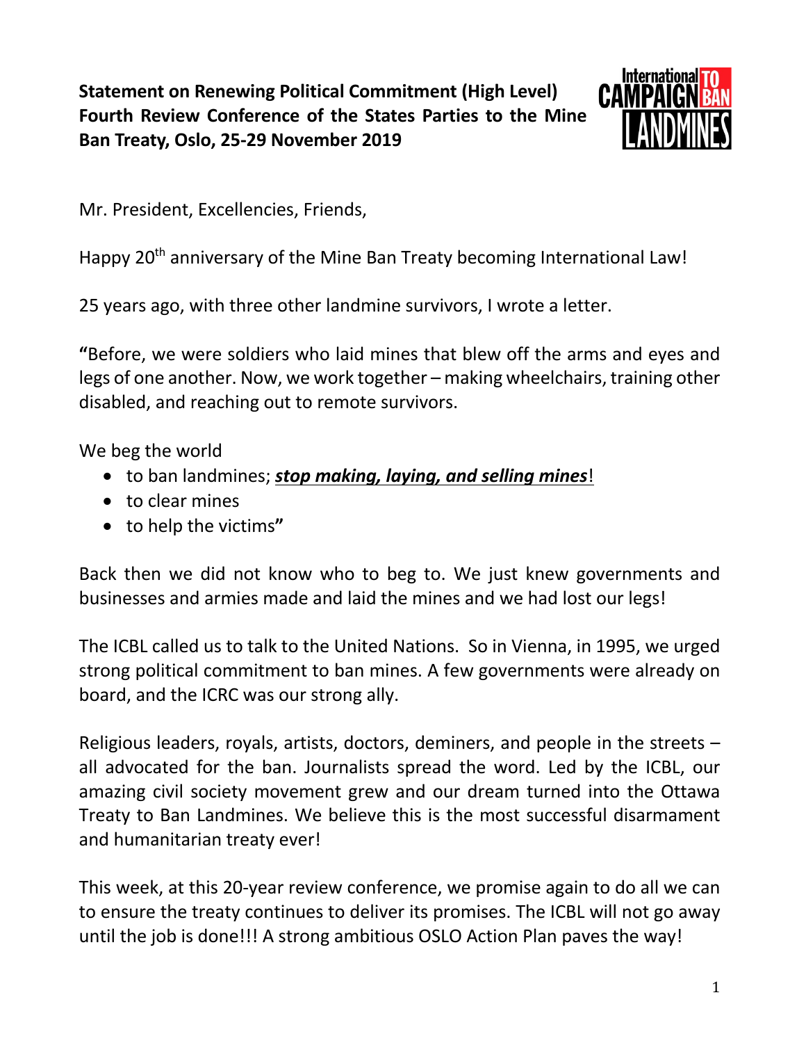**Statement on Renewing Political Commitment (High Level)**
**Fourth Review Conference of the States Parties to the Mine Ban Treaty, Oslo, 25-29 November 2019**

Mr. President, Excellencies, Friends,

Happy 20th anniversary of the Mine Ban Treaty becoming International Law!

25 years ago, with three other landmine survivors, I wrote a letter.

**"**Before, we were soldiers who laid mines that blew off the arms and eyes and legs of one another. Now, we work together – making wheelchairs, training other disabled, and reaching out to remote survivors.

We beg the world

- to ban landmines; ***stop making, laying, and selling mines***!
- to clear mines
- to help the victims**"**

Back then we did not know who to beg to. We just knew governments and businesses and armies made and laid the mines and we had lost our legs!

The ICBL called us to talk to the United Nations. So in Vienna, in 1995, we urged strong political commitment to ban mines. A few governments were already on board, and the ICRC was our strong ally.

Religious leaders, royals, artists, doctors, deminers, and people in the streets – all advocated for the ban. Journalists spread the word. Led by the ICBL, our amazing civil society movement grew and our dream turned into the Ottawa Treaty to Ban Landmines. We believe this is the most successful disarmament and humanitarian treaty ever!

This week, at this 20-year review conference, we promise again to do all we can to ensure the treaty continues to deliver its promises. The ICBL will not go away until the job is done!!! A strong ambitious OSLO Action Plan paves the way!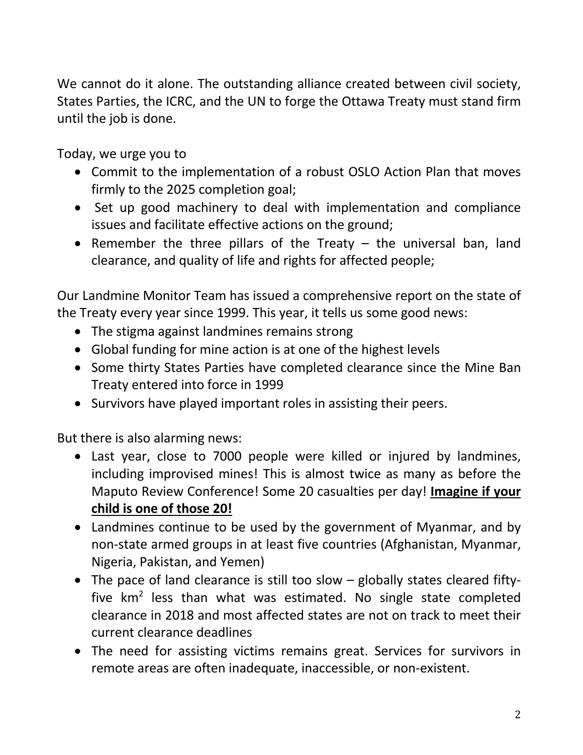We cannot do it alone. The outstanding alliance created between civil society, States Parties, the ICRC, and the UN to forge the Ottawa Treaty must stand firm until the job is done.

Today, we urge you to

- Commit to the implementation of a robust OSLO Action Plan that moves firmly to the 2025 completion goal;
- Set up good machinery to deal with implementation and compliance issues and facilitate effective actions on the ground;
- Remember the three pillars of the Treaty – the universal ban, land clearance, and quality of life and rights for affected people;

Our Landmine Monitor Team has issued a comprehensive report on the state of the Treaty every year since 1999. This year, it tells us some good news:

- The stigma against landmines remains strong
- Global funding for mine action is at one of the highest levels
- Some thirty States Parties have completed clearance since the Mine Ban Treaty entered into force in 1999
- Survivors have played important roles in assisting their peers.

But there is also alarming news:

- Last year, close to 7000 people were killed or injured by landmines, including improvised mines! This is almost twice as many as before the Maputo Review Conference! Some 20 casualties per day! **Imagine if your child is one of those 20!**
- Landmines continue to be used by the government of Myanmar, and by non-state armed groups in at least five countries (Afghanistan, Myanmar, Nigeria, Pakistan, and Yemen)
- The pace of land clearance is still too slow – globally states cleared fifty-five $km^2$ less than what was estimated. No single state completed clearance in 2018 and most affected states are not on track to meet their current clearance deadlines
- The need for assisting victims remains great. Services for survivors in remote areas are often inadequate, inaccessible, or non-existent.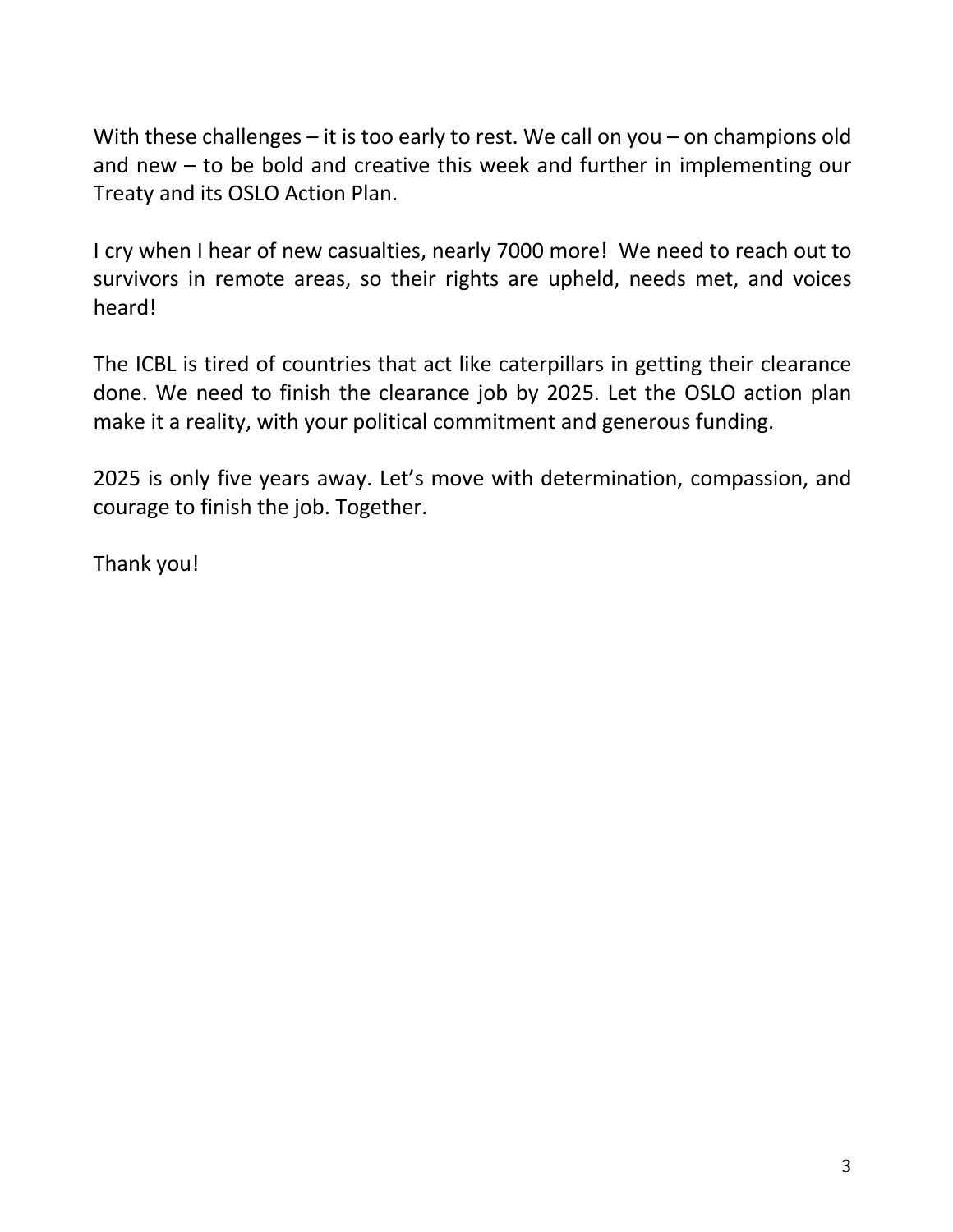With these challenges – it is too early to rest. We call on you – on champions old and new – to be bold and creative this week and further in implementing our Treaty and its OSLO Action Plan.

I cry when I hear of new casualties, nearly 7000 more!  We need to reach out to survivors in remote areas, so their rights are upheld, needs met, and voices heard!

The ICBL is tired of countries that act like caterpillars in getting their clearance done. We need to finish the clearance job by 2025. Let the OSLO action plan make it a reality, with your political commitment and generous funding.

2025 is only five years away. Let's move with determination, compassion, and courage to finish the job. Together.

Thank you!